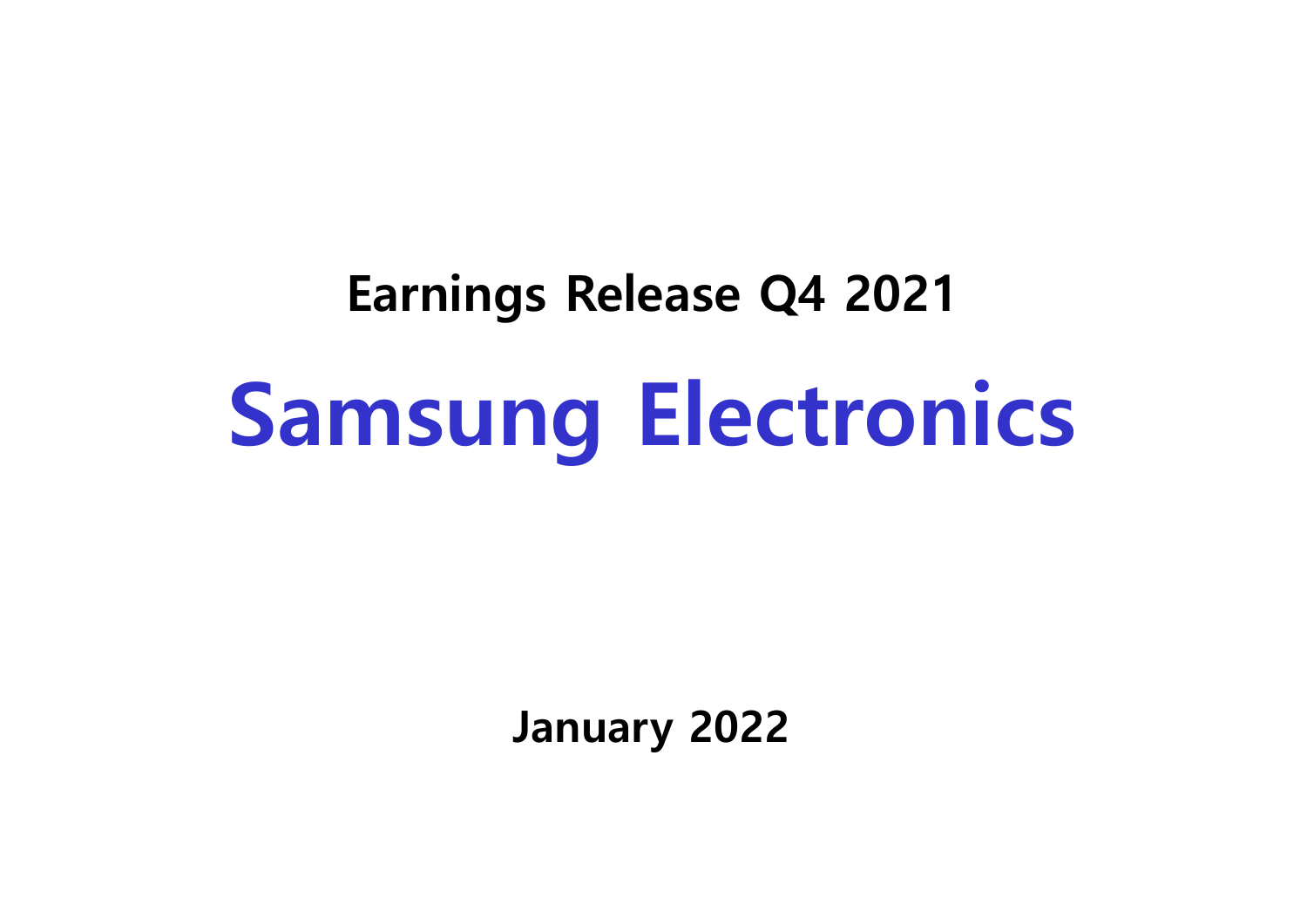## Earnings Release Q4 2021

# Samsung Electronics

**January 2022**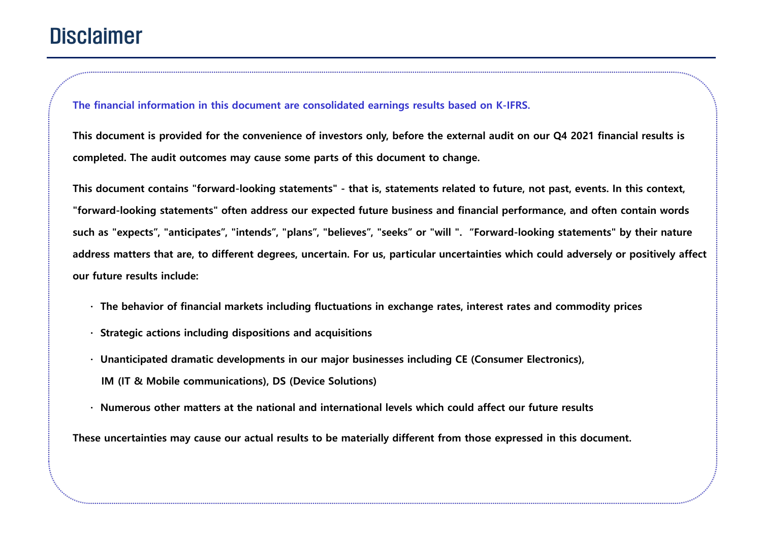# Disclaimer

**The financial information in this document are consolidated earnings results based on K-IFRS.**

**This document is provided for the convenience of investors only, before the external audit on our Q4 2021 financial results is completed. The audit outcomes may cause some parts of this document to change.**

**This document contains "forward-looking statements" - that is, statements related to future, not past, events. In this context, "forward-looking statements" often address our expected future business and financial performance, and often contain words such as "expects", "anticipates", "intends", "plans", "believes", "seeks" or "will ". "Forward-looking statements" by their nature address matters that are, to different degrees, uncertain. For us, particular uncertainties which could adversely or positively affect our future results include:**

- **The behavior of financial markets including fluctuations in exchange rates, interest rates and commodity prices**
- **Strategic actions including dispositions and acquisitions**
- **Unanticipated dramatic developments in our major businesses including CE (Consumer Electronics), IM (IT & Mobile communications), DS (Device Solutions)**
- **Numerous other matters at the national and international levels which could affect our future results**

**These uncertainties may cause our actual results to be materially different from those expressed in this document.**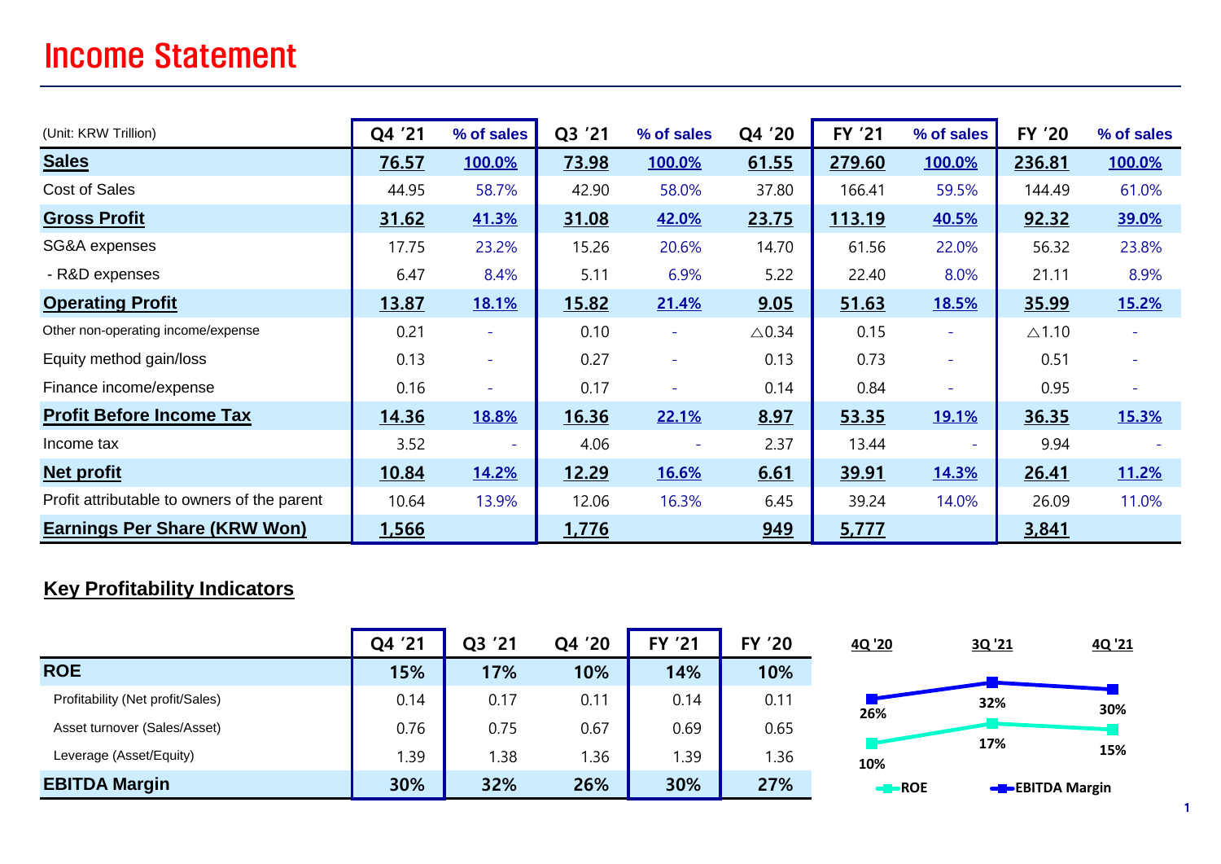# Income Statement

| (Unit: KRW Trillion) | Q4 '21 | % of sales | Q3 '21 | % of sales | Q4 '20 | FY '21 | % of sales | FY '20 | % of sales |
|---|---|---|---|---|---|---|---|---|---|
| **Sales** | **76.57** | **100.0%** | **73.98** | **100.0%** | **61.55** | **279.60** | **100.0%** | **236.81** | **100.0%** |
| Cost of Sales | 44.95 | 58.7% | 42.90 | 58.0% | 37.80 | 166.41 | 59.5% | 144.49 | 61.0% |
| **Gross Profit** | **31.62** | **41.3%** | **31.08** | **42.0%** | **23.75** | **113.19** | **40.5%** | **92.32** | **39.0%** |
| SG&A expenses | 17.75 | 23.2% | 15.26 | 20.6% | 14.70 | 61.56 | 22.0% | 56.32 | 23.8% |
| - R&D expenses | 6.47 | 8.4% | 5.11 | 6.9% | 5.22 | 22.40 | 8.0% | 21.11 | 8.9% |
| **Operating Profit** | **13.87** | **18.1%** | **15.82** | **21.4%** | **9.05** | **51.63** | **18.5%** | **35.99** | **15.2%** |
| Other non-operating income/expense | 0.21 | - | 0.10 | - | △0.34 | 0.15 | - | △1.10 | - |
| Equity method gain/loss | 0.13 | - | 0.27 | - | 0.13 | 0.73 | - | 0.51 | - |
| Finance income/expense | 0.16 | - | 0.17 | - | 0.14 | 0.84 | - | 0.95 | - |
| **Profit Before Income Tax** | **14.36** | **18.8%** | **16.36** | **22.1%** | **8.97** | **53.35** | **19.1%** | **36.35** | **15.3%** |
| Income tax | 3.52 | - | 4.06 | - | 2.37 | 13.44 | - | 9.94 | - |
| **Net profit** | **10.84** | **14.2%** | **12.29** | **16.6%** | **6.61** | **39.91** | **14.3%** | **26.41** | **11.2%** |
| Profit attributable to owners of the parent | 10.64 | 13.9% | 12.06 | 16.3% | 6.45 | 39.24 | 14.0% | 26.09 | 11.0% |
| **Earnings Per Share (KRW Won)** | **1,566** | | **1,776** | | **949** | **5,777** | | **3,841** | |

## Key Profitability Indicators

| | Q4 '21 | Q3 '21 | Q4 '20 | FY '21 | FY '20 |
|---|---|---|---|---|---|
| **ROE** | **15%** | **17%** | **10%** | **14%** | **10%** |
| Profitability (Net profit/Sales) | 0.14 | 0.17 | 0.11 | 0.14 | 0.11 |
| Asset turnover (Sales/Asset) | 0.76 | 0.75 | 0.67 | 0.69 | 0.65 |
| Leverage (Asset/Equity) | 1.39 | 1.38 | 1.36 | 1.39 | 1.36 |
| **EBITDA Margin** | **30%** | **32%** | **26%** | **30%** | **27%** |

| | 4Q '20 | 3Q '21 | 4Q '21 |
|---|---|---|---|
| ROE | 10% | 17% | 15% |
| EBITDA Margin | 26% | 32% | 30% |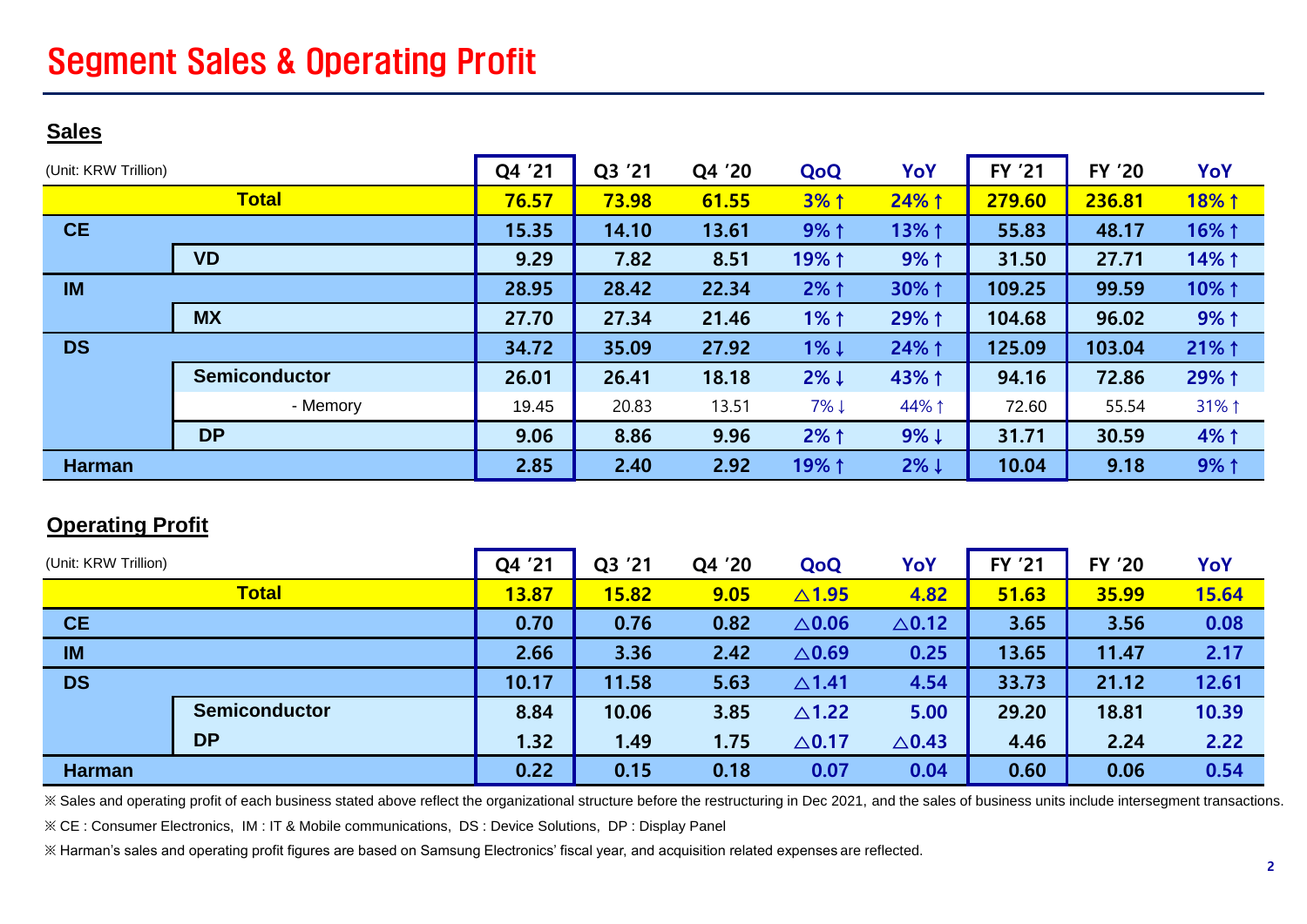# Segment Sales & Operating Profit

## Sales

(Unit: KRW Trillion)

| | | Q4 '21 | Q3 '21 | Q4 '20 | QoQ | YoY | FY '21 | FY '20 | YoY |
|---|---|---|---|---|---|---|---|---|---|
| **Total** | | **76.57** | **73.98** | **61.55** | **3%↑** | **24%↑** | **279.60** | **236.81** | **18%↑** |
| **CE** | | **15.35** | **14.10** | **13.61** | **9%↑** | **13%↑** | **55.83** | **48.17** | **16%↑** |
| | **VD** | **9.29** | **7.82** | **8.51** | **19%↑** | **9%↑** | **31.50** | **27.71** | **14%↑** |
| **IM** | | **28.95** | **28.42** | **22.34** | **2%↑** | **30%↑** | **109.25** | **99.59** | **10%↑** |
| | **MX** | **27.70** | **27.34** | **21.46** | **1%↑** | **29%↑** | **104.68** | **96.02** | **9%↑** |
| **DS** | | **34.72** | **35.09** | **27.92** | **1%↓** | **24%↑** | **125.09** | **103.04** | **21%↑** |
| | **Semiconductor** | **26.01** | **26.41** | **18.18** | **2%↓** | **43%↑** | **94.16** | **72.86** | **29%↑** |
| | - Memory | 19.45 | 20.83 | 13.51 | 7%↓ | 44%↑ | 72.60 | 55.54 | 31%↑ |
| | **DP** | **9.06** | **8.86** | **9.96** | **2%↑** | **9%↓** | **31.71** | **30.59** | **4%↑** |
| **Harman** | | **2.85** | **2.40** | **2.92** | **19%↑** | **2%↓** | **10.04** | **9.18** | **9%↑** |

## Operating Profit

(Unit: KRW Trillion)

| | | Q4 '21 | Q3 '21 | Q4 '20 | QoQ | YoY | FY '21 | FY '20 | YoY |
|---|---|---|---|---|---|---|---|---|---|
| **Total** | | **13.87** | **15.82** | **9.05** | **△1.95** | **4.82** | **51.63** | **35.99** | **15.64** |
| **CE** | | **0.70** | **0.76** | **0.82** | **△0.06** | **△0.12** | **3.65** | **3.56** | **0.08** |
| **IM** | | **2.66** | **3.36** | **2.42** | **△0.69** | **0.25** | **13.65** | **11.47** | **2.17** |
| **DS** | | **10.17** | **11.58** | **5.63** | **△1.41** | **4.54** | **33.73** | **21.12** | **12.61** |
| | **Semiconductor** | **8.84** | **10.06** | **3.85** | **△1.22** | **5.00** | **29.20** | **18.81** | **10.39** |
| | **DP** | **1.32** | **1.49** | **1.75** | **△0.17** | **△0.43** | **4.46** | **2.24** | **2.22** |
| **Harman** | | **0.22** | **0.15** | **0.18** | **0.07** | **0.04** | **0.60** | **0.06** | **0.54** |

※ Sales and operating profit of each business stated above reflect the organizational structure before the restructuring in Dec 2021, and the sales of business units include intersegment transactions.

※ CE : Consumer Electronics, IM : IT & Mobile communications, DS : Device Solutions, DP : Display Panel

※ Harman's sales and operating profit figures are based on Samsung Electronics' fiscal year, and acquisition related expenses are reflected.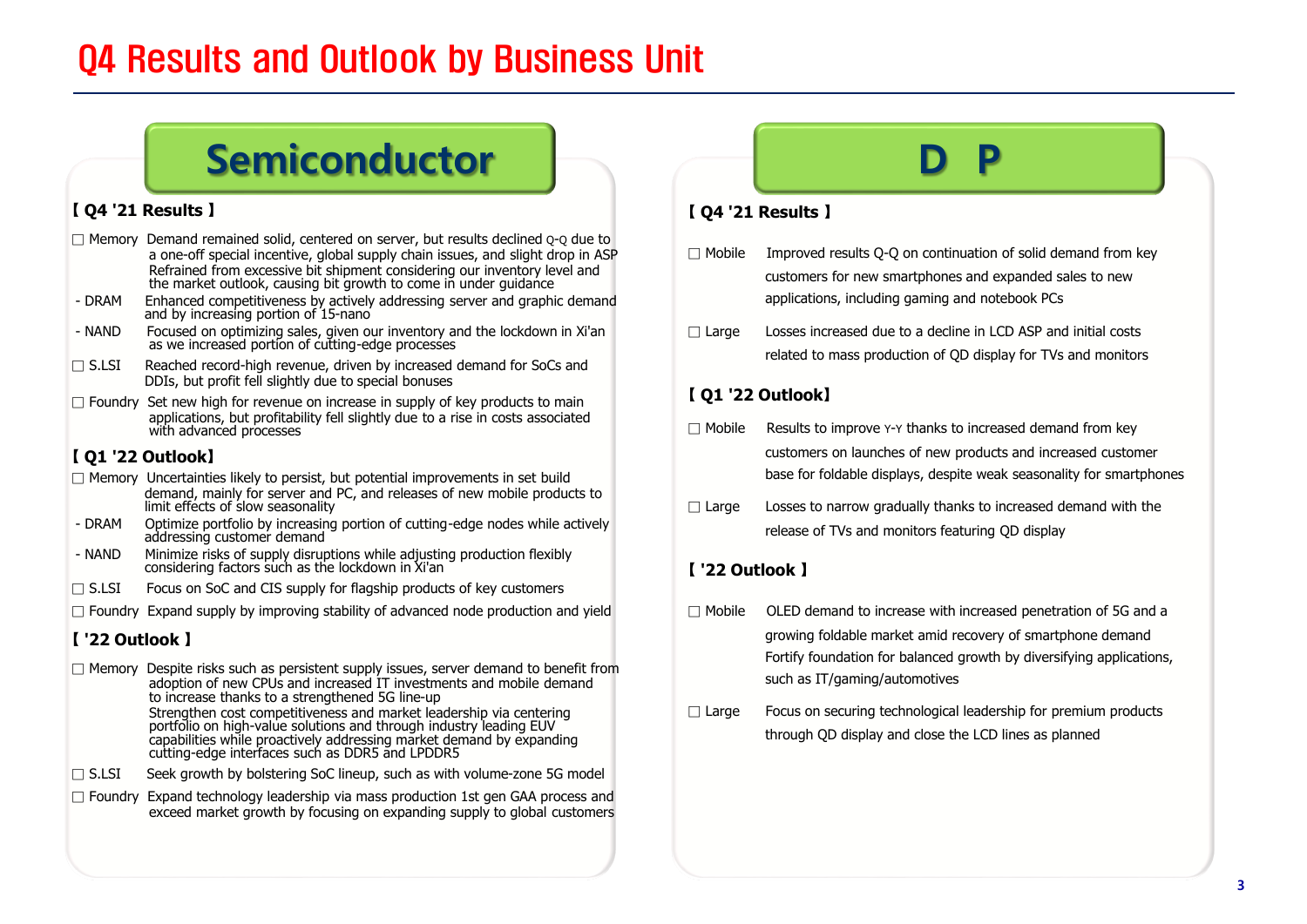# Q4 Results and Outlook by Business Unit

## Semiconductor

### 【 Q4 '21 Results 】

□ Memory Demand remained solid, centered on server, but results declined Q-Q due to a one-off special incentive, global supply chain issues, and slight drop in ASP
Refrained from excessive bit shipment considering our inventory level and the market outlook, causing bit growth to come in under guidance

- DRAM Enhanced competitiveness by actively addressing server and graphic demand and by increasing portion of 15-nano
- NAND Focused on optimizing sales, given our inventory and the lockdown in Xi'an as we increased portion of cutting-edge processes

□ S.LSI Reached record-high revenue, driven by increased demand for SoCs and DDIs, but profit fell slightly due to special bonuses

□ Foundry Set new high for revenue on increase in supply of key products to main applications, but profitability fell slightly due to a rise in costs associated with advanced processes

### 【 Q1 '22 Outlook】

□ Memory Uncertainties likely to persist, but potential improvements in set build demand, mainly for server and PC, and releases of new mobile products to limit effects of slow seasonality

- DRAM Optimize portfolio by increasing portion of cutting-edge nodes while actively addressing customer demand
- NAND Minimize risks of supply disruptions while adjusting production flexibly considering factors such as the lockdown in Xi'an

□ S.LSI Focus on SoC and CIS supply for flagship products of key customers

□ Foundry Expand supply by improving stability of advanced node production and yield

### 【 '22 Outlook 】

□ Memory Despite risks such as persistent supply issues, server demand to benefit from adoption of new CPUs and increased IT investments and mobile demand to increase thanks to a strengthened 5G line-up
Strengthen cost competitiveness and market leadership via centering portfolio on high-value solutions and through industry leading EUV capabilities while proactively addressing market demand by expanding cutting-edge interfaces such as DDR5 and LPDDR5

□ S.LSI Seek growth by bolstering SoC lineup, such as with volume-zone 5G model

□ Foundry Expand technology leadership via mass production 1st gen GAA process and exceed market growth by focusing on expanding supply to global customers

## D P

### 【 Q4 '21 Results 】

□ Mobile Improved results Q-Q on continuation of solid demand from key customers for new smartphones and expanded sales to new applications, including gaming and notebook PCs

□ Large Losses increased due to a decline in LCD ASP and initial costs related to mass production of QD display for TVs and monitors

### 【 Q1 '22 Outlook】

□ Mobile Results to improve Y-Y thanks to increased demand from key customers on launches of new products and increased customer base for foldable displays, despite weak seasonality for smartphones

□ Large Losses to narrow gradually thanks to increased demand with the release of TVs and monitors featuring QD display

### 【 '22 Outlook 】

□ Mobile OLED demand to increase with increased penetration of 5G and a growing foldable market amid recovery of smartphone demand
Fortify foundation for balanced growth by diversifying applications, such as IT/gaming/automotives

□ Large Focus on securing technological leadership for premium products through QD display and close the LCD lines as planned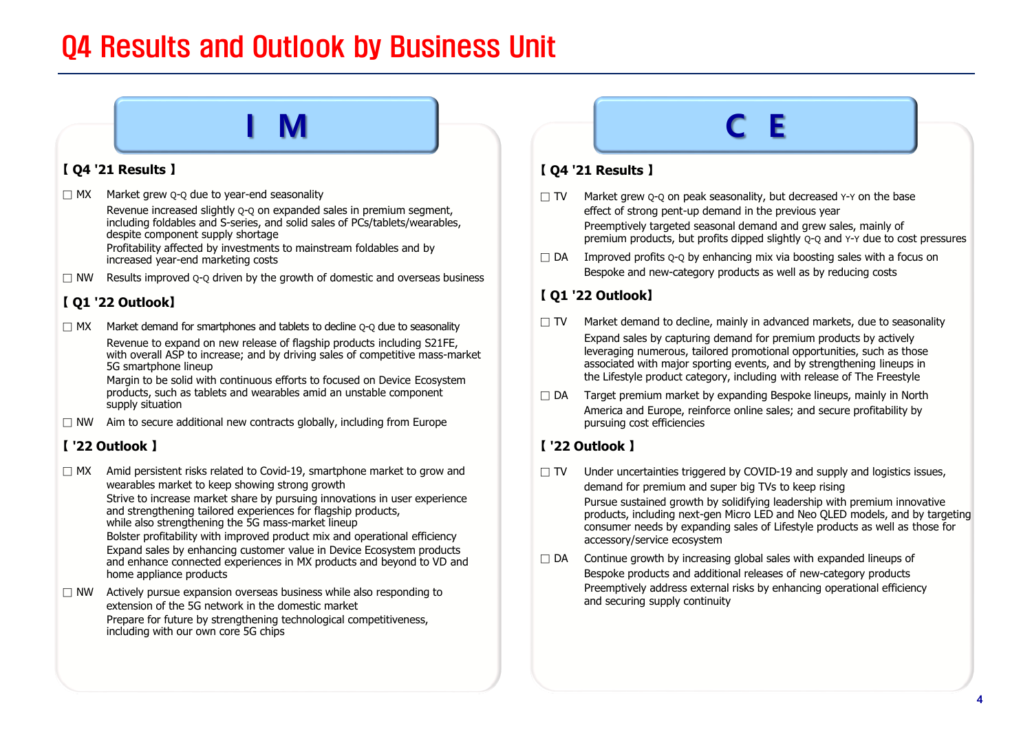# Q4 Results and Outlook by Business Unit

## IM

### 【 Q4 '21 Results 】

- □ MX Market grew Q-Q due to year-end seasonality
  - Revenue increased slightly Q-Q on expanded sales in premium segment, including foldables and S-series, and solid sales of PCs/tablets/wearables, despite component supply shortage
  - Profitability affected by investments to mainstream foldables and by increased year-end marketing costs
- □ NW Results improved Q-Q driven by the growth of domestic and overseas business

### 【 Q1 '22 Outlook】

- □ MX Market demand for smartphones and tablets to decline Q-Q due to seasonality
  - Revenue to expand on new release of flagship products including S21FE, with overall ASP to increase; and by driving sales of competitive mass-market 5G smartphone lineup
  - Margin to be solid with continuous efforts to focused on Device Ecosystem products, such as tablets and wearables amid an unstable component supply situation
- □ NW Aim to secure additional new contracts globally, including from Europe

### 【 '22 Outlook 】

- □ MX Amid persistent risks related to Covid-19, smartphone market to grow and wearables market to keep showing strong growth
  - Strive to increase market share by pursuing innovations in user experience and strengthening tailored experiences for flagship products, while also strengthening the 5G mass-market lineup
  - Bolster profitability with improved product mix and operational efficiency
  - Expand sales by enhancing customer value in Device Ecosystem products and enhance connected experiences in MX products and beyond to VD and home appliance products
- □ NW Actively pursue expansion overseas business while also responding to extension of the 5G network in the domestic market
  - Prepare for future by strengthening technological competitiveness, including with our own core 5G chips

## CE

### 【 Q4 '21 Results 】

- □ TV Market grew Q-Q on peak seasonality, but decreased Y-Y on the base effect of strong pent-up demand in the previous year
  - Preemptively targeted seasonal demand and grew sales, mainly of premium products, but profits dipped slightly Q-Q and Y-Y due to cost pressures
- □ DA Improved profits Q-Q by enhancing mix via boosting sales with a focus on Bespoke and new-category products as well as by reducing costs

### 【 Q1 '22 Outlook】

- □ TV Market demand to decline, mainly in advanced markets, due to seasonality
  - Expand sales by capturing demand for premium products by actively leveraging numerous, tailored promotional opportunities, such as those associated with major sporting events, and by strengthening lineups in the Lifestyle product category, including with release of The Freestyle
- □ DA Target premium market by expanding Bespoke lineups, mainly in North America and Europe, reinforce online sales; and secure profitability by pursuing cost efficiencies

### 【 '22 Outlook 】

- □ TV Under uncertainties triggered by COVID-19 and supply and logistics issues, demand for premium and super big TVs to keep rising
  - Pursue sustained growth by solidifying leadership with premium innovative products, including next-gen Micro LED and Neo QLED models, and by targeting consumer needs by expanding sales of Lifestyle products as well as those for accessory/service ecosystem
- □ DA Continue growth by increasing global sales with expanded lineups of Bespoke products and additional releases of new-category products
  - Preemptively address external risks by enhancing operational efficiency and securing supply continuity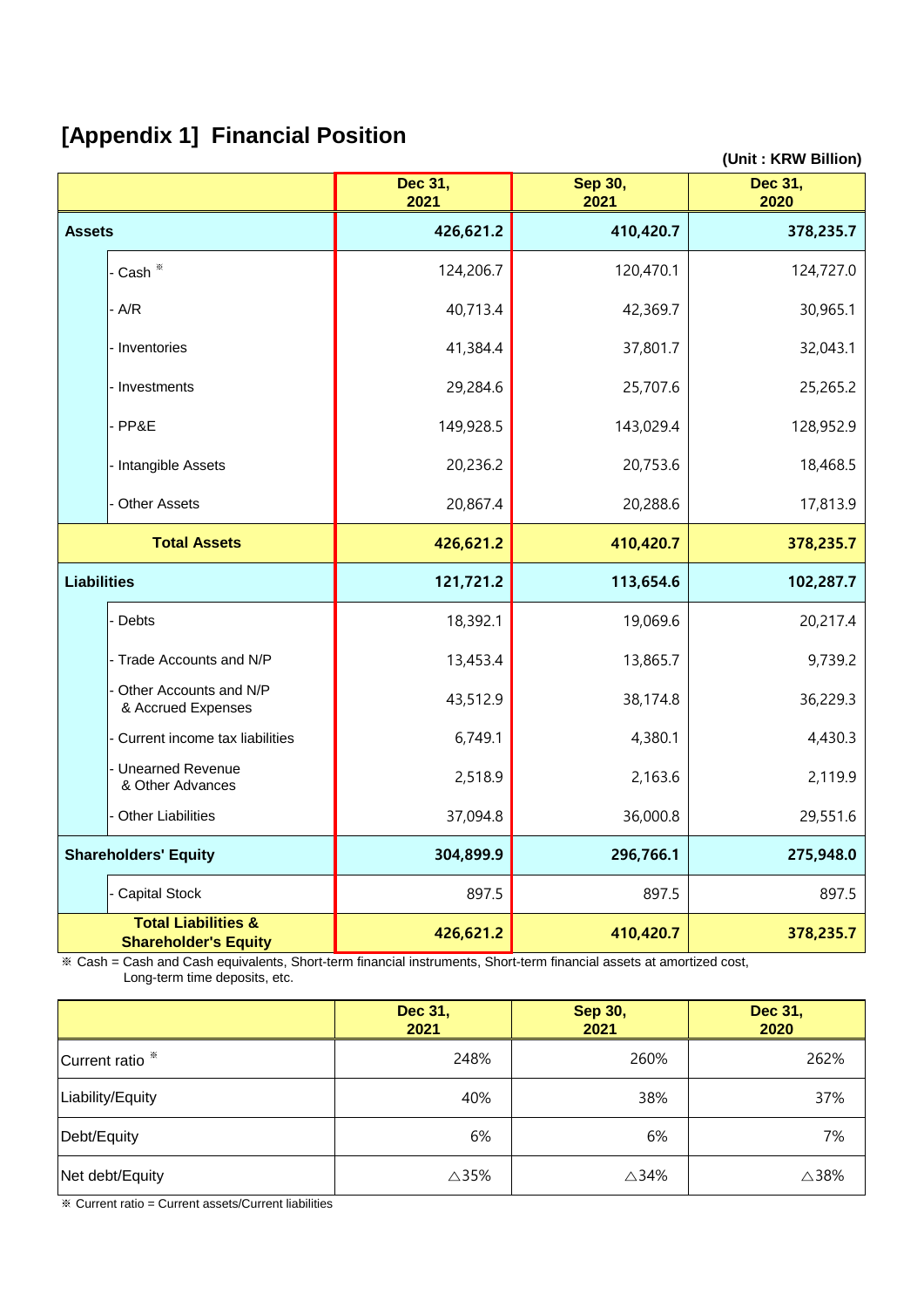# [Appendix 1] Financial Position

(Unit : KRW Billion)

| | Dec 31, 2021 | Sep 30, 2021 | Dec 31, 2020 |
|---|---|---|---|
| **Assets** | **426,621.2** | **410,420.7** | **378,235.7** |
| - Cash ※ | 124,206.7 | 120,470.1 | 124,727.0 |
| - A/R | 40,713.4 | 42,369.7 | 30,965.1 |
| - Inventories | 41,384.4 | 37,801.7 | 32,043.1 |
| - Investments | 29,284.6 | 25,707.6 | 25,265.2 |
| - PP&E | 149,928.5 | 143,029.4 | 128,952.9 |
| - Intangible Assets | 20,236.2 | 20,753.6 | 18,468.5 |
| - Other Assets | 20,867.4 | 20,288.6 | 17,813.9 |
| **Total Assets** | **426,621.2** | **410,420.7** | **378,235.7** |
| **Liabilities** | **121,721.2** | **113,654.6** | **102,287.7** |
| - Debts | 18,392.1 | 19,069.6 | 20,217.4 |
| - Trade Accounts and N/P | 13,453.4 | 13,865.7 | 9,739.2 |
| - Other Accounts and N/P & Accrued Expenses | 43,512.9 | 38,174.8 | 36,229.3 |
| - Current income tax liabilities | 6,749.1 | 4,380.1 | 4,430.3 |
| - Unearned Revenue & Other Advances | 2,518.9 | 2,163.6 | 2,119.9 |
| - Other Liabilities | 37,094.8 | 36,000.8 | 29,551.6 |
| **Shareholders' Equity** | **304,899.9** | **296,766.1** | **275,948.0** |
| - Capital Stock | 897.5 | 897.5 | 897.5 |
| **Total Liabilities & Shareholder's Equity** | **426,621.2** | **410,420.7** | **378,235.7** |

※ Cash = Cash and Cash equivalents, Short-term financial instruments, Short-term financial assets at amortized cost, Long-term time deposits, etc.

| | Dec 31, 2021 | Sep 30, 2021 | Dec 31, 2020 |
|---|---|---|---|
| Current ratio ※ | 248% | 260% | 262% |
| Liability/Equity | 40% | 38% | 37% |
| Debt/Equity | 6% | 6% | 7% |
| Net debt/Equity | △35% | △34% | △38% |

※ Current ratio = Current assets/Current liabilities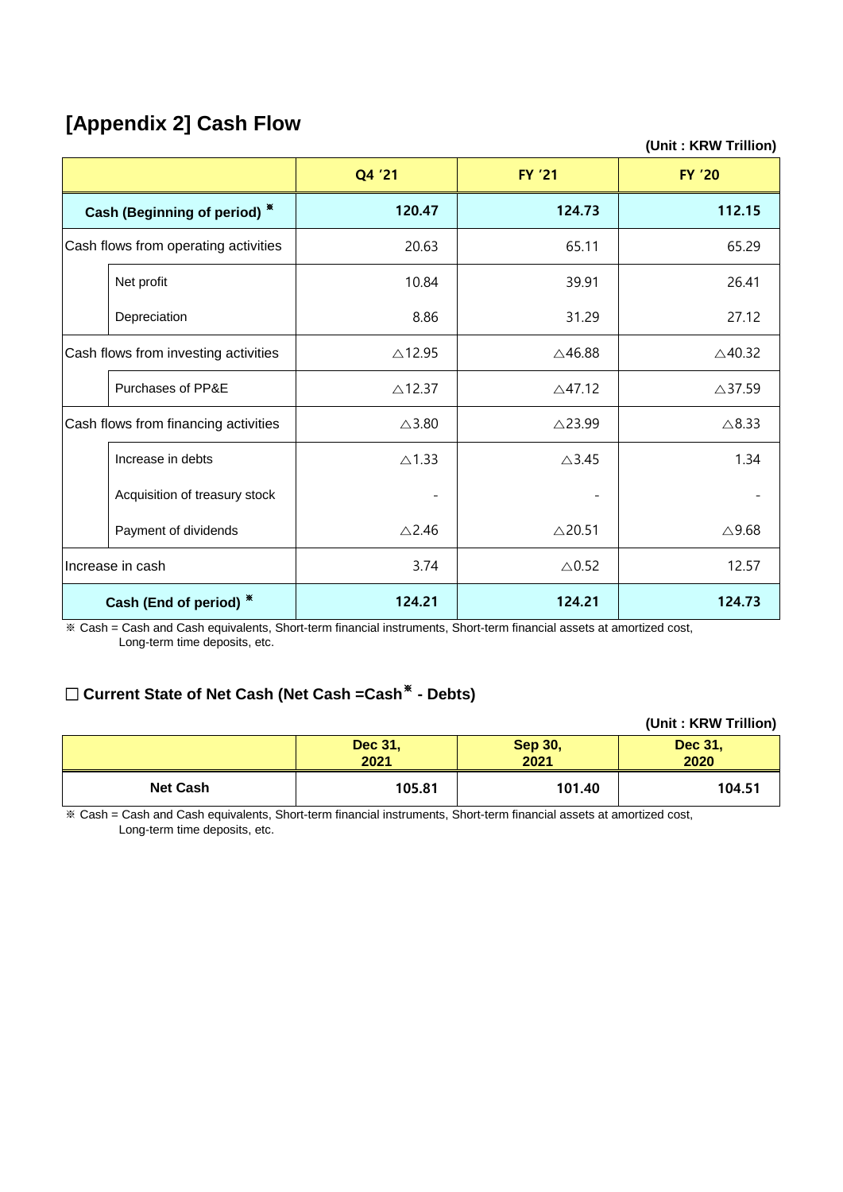# [Appendix 2] Cash Flow

(Unit : KRW Trillion)

| | | Q4 '21 | FY '21 | FY '20 |
|---|---|---|---|---|
| **Cash (Beginning of period)** ※ | | **120.47** | **124.73** | **112.15** |
| Cash flows from operating activities | | 20.63 | 65.11 | 65.29 |
| | Net profit | 10.84 | 39.91 | 26.41 |
| | Depreciation | 8.86 | 31.29 | 27.12 |
| Cash flows from investing activities | | △12.95 | △46.88 | △40.32 |
| | Purchases of PP&E | △12.37 | △47.12 | △37.59 |
| Cash flows from financing activities | | △3.80 | △23.99 | △8.33 |
| | Increase in debts | △1.33 | △3.45 | 1.34 |
| | Acquisition of treasury stock | - | - | - |
| | Payment of dividends | △2.46 | △20.51 | △9.68 |
| Increase in cash | | 3.74 | △0.52 | 12.57 |
| **Cash (End of period)** ※ | | **124.21** | **124.21** | **124.73** |

※ Cash = Cash and Cash equivalents, Short-term financial instruments, Short-term financial assets at amortized cost, Long-term time deposits, etc.

## ☐ Current State of Net Cash (Net Cash =Cash※ - Debts)

(Unit : KRW Trillion)

| | Dec 31, 2021 | Sep 30, 2021 | Dec 31, 2020 |
|---|---|---|---|
| **Net Cash** | **105.81** | **101.40** | **104.51** |

※ Cash = Cash and Cash equivalents, Short-term financial instruments, Short-term financial assets at amortized cost, Long-term time deposits, etc.